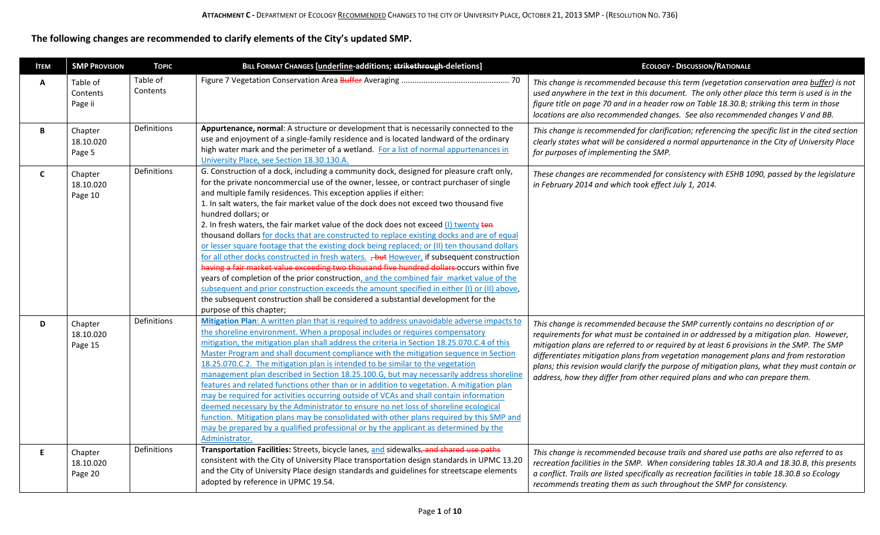**Attachment C -** Department of Ecology Recommended Changes to the City of University Place, October 21, 2013 SMP - (Resolution No. 736)

## The following changes are recommended to clarify elements of the City's updated SMP.

| Item | SMP Provision | Topic | Bill Format Changes [underline-additions; ~~strikethrough~~-deletions] | Ecology - Discussion/Rationale |
|---|---|---|---|---|
| A | Table of Contents Page ii | Table of Contents | Figure 7 Vegetation Conservation Area ~~Buffer~~ Averaging ................................................ 70 | *This change is recommended because this term (vegetation conservation area buffer) is not used anywhere in the text in this document. The only other place this term is used is in the figure title on page 70 and in a header row on Table 18.30.B; striking this term in those locations are also recommended changes. See also recommended changes V and BB.* |
| B | Chapter 18.10.020 Page 5 | Definitions | **Appurtenance, normal**: A structure or development that is necessarily connected to the use and enjoyment of a single-family residence and is located landward of the ordinary high water mark and the perimeter of a wetland. <u>For a list of normal appurtenances in University Place, see Section 18.30.130.A.</u> | *This change is recommended for clarification; referencing the specific list in the cited section clearly states what will be considered a normal appurtenance in the City of University Place for purposes of implementing the SMP.* |
| C | Chapter 18.10.020 Page 10 | Definitions | G. Construction of a dock, including a community dock, designed for pleasure craft only, for the private noncommercial use of the owner, lessee, or contract purchaser of single and multiple family residences. This exception applies if either:<br>1. In salt waters, the fair market value of the dock does not exceed two thousand five hundred dollars; or<br>2. In fresh waters, the fair market value of the dock does not exceed <u>(I) twenty</u> ~~ten~~ thousand dollars <u>for docks that are constructed to replace existing docks and are of equal or lesser square footage that the existing dock being replaced; or (II) ten thousand dollars for all other docks constructed in fresh waters.</u> ~~, but~~ <u>However,</u> if subsequent construction ~~having a fair market value exceeding two thousand five hundred dollars~~ occurs within five years of completion of the prior construction<u>, and the combined fair market value of the subsequent and prior construction exceeds the amount specified in either (I) or (II) above</u>, the subsequent construction shall be considered a substantial development for the purpose of this chapter; | *These changes are recommended for consistency with ESHB 1090, passed by the legislature in February 2014 and which took effect July 1, 2014.* |
| D | Chapter 18.10.020 Page 15 | Definitions | <u>**Mitigation Plan**: A written plan that is required to address unavoidable adverse impacts to the shoreline environment. When a proposal includes or requires compensatory mitigation, the mitigation plan shall address the criteria in Section 18.25.070.C.4 of this Master Program and shall document compliance with the mitigation sequence in Section 18.25.070.C.2. The mitigation plan is intended to be similar to the vegetation management plan described in Section 18.25.100.G, but may necessarily address shoreline features and related functions other than or in addition to vegetation. A mitigation plan may be required for activities occurring outside of VCAs and shall contain information deemed necessary by the Administrator to ensure no net loss of shoreline ecological function. Mitigation plans may be consolidated with other plans required by this SMP and may be prepared by a qualified professional or by the applicant as determined by the Administrator.</u> | *This change is recommended because the SMP currently contains no description of or requirements for what must be contained in or addressed by a mitigation plan. However, mitigation plans are referred to or required by at least 6 provisions in the SMP. The SMP differentiates mitigation plans from vegetation management plans and from restoration plans; this revision would clarify the purpose of mitigation plans, what they must contain or address, how they differ from other required plans and who can prepare them.* |
| E | Chapter 18.10.020 Page 20 | Definitions | **Transportation Facilities:** Streets, bicycle lanes, <u>and</u> sidewalks~~, and shared use paths~~ consistent with the City of University Place transportation design standards in UPMC 13.20 and the City of University Place design standards and guidelines for streetscape elements adopted by reference in UPMC 19.54. | *This change is recommended because trails and shared use paths are also referred to as recreation facilities in the SMP. When considering tables 18.30.A and 18.30.B, this presents a conflict. Trails are listed specifically as recreation facilities in table 18.30.B so Ecology recommends treating them as such throughout the SMP for consistency.* |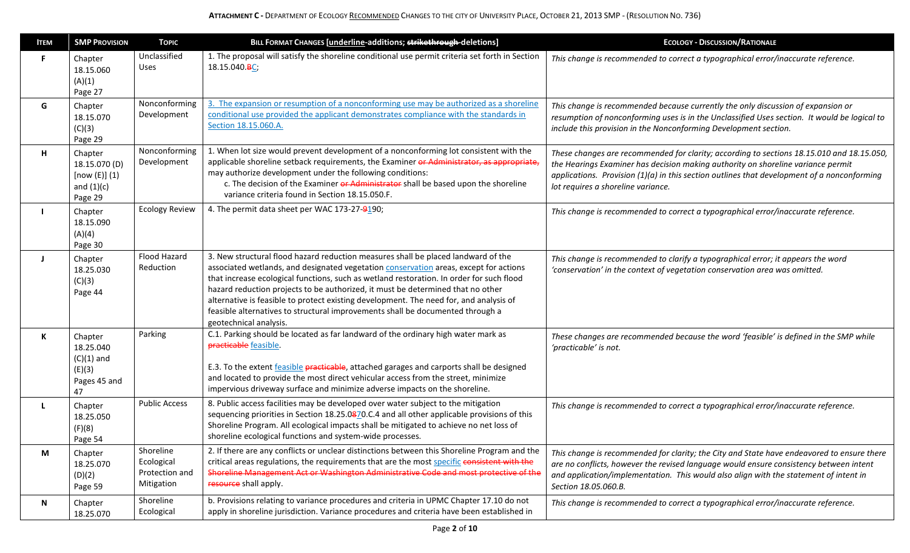**ATTACHMENT C** - DEPARTMENT OF ECOLOGY RECOMMENDED CHANGES TO THE CITY OF UNIVERSITY PLACE, OCTOBER 21, 2013 SMP - (RESOLUTION NO. 736)

| ITEM | SMP PROVISION | TOPIC | BILL FORMAT CHANGES [underline-additions; ~~strikethrough~~-deletions] | ECOLOGY - DISCUSSION/RATIONALE |
|---|---|---|---|---|
| F | Chapter 18.15.060 (A)(1) Page 27 | Unclassified Uses | 1. The proposal will satisfy the shoreline conditional use permit criteria set forth in Section 18.15.040.~~B~~<u>C</u>; | *This change is recommended to correct a typographical error/inaccurate reference.* |
| G | Chapter 18.15.070 (C)(3) Page 29 | Nonconforming Development | <u>3. The expansion or resumption of a nonconforming use may be authorized as a shoreline conditional use provided the applicant demonstrates compliance with the standards in Section 18.15.060.A.</u> | *This change is recommended because currently the only discussion of expansion or resumption of nonconforming uses is in the Unclassified Uses section. It would be logical to include this provision in the Nonconforming Development section.* |
| H | Chapter 18.15.070 (D) [now (E)] (1) and (1)(c) Page 29 | Nonconforming Development | 1. When lot size would prevent development of a nonconforming lot consistent with the applicable shoreline setback requirements, the Examiner ~~or Administrator, as appropriate,~~ may authorize development under the following conditions:<br>c. The decision of the Examiner ~~or Administrator~~ shall be based upon the shoreline variance criteria found in Section 18.15.050.F. | *These changes are recommended for clarity; according to sections 18.15.010 and 18.15.050, the Hearings Examiner has decision making authority on shoreline variance permit applications. Provision (1)(a) in this section outlines that development of a nonconforming lot requires a shoreline variance.* |
| I | Chapter 18.15.090 (A)(4) Page 30 | Ecology Review | 4. The permit data sheet per WAC 173-27-~~9~~<u>1</u>90; | *This change is recommended to correct a typographical error/inaccurate reference.* |
| J | Chapter 18.25.030 (C)(3) Page 44 | Flood Hazard Reduction | 3. New structural flood hazard reduction measures shall be placed landward of the associated wetlands, and designated vegetation <u>conservation</u> areas, except for actions that increase ecological functions, such as wetland restoration. In order for such flood hazard reduction projects to be authorized, it must be determined that no other alternative is feasible to protect existing development. The need for, and analysis of feasible alternatives to structural improvements shall be documented through a geotechnical analysis. | *This change is recommended to clarify a typographical error; it appears the word 'conservation' in the context of vegetation conservation area was omitted.* |
| K | Chapter 18.25.040 (C)(1) and (E)(3) Pages 45 and 47 | Parking | C.1. Parking should be located as far landward of the ordinary high water mark as ~~practicable~~ <u>feasible</u>.<br><br>E.3. To the extent <u>feasible</u> ~~practicable~~, attached garages and carports shall be designed and located to provide the most direct vehicular access from the street, minimize impervious driveway surface and minimize adverse impacts on the shoreline. | *These changes are recommended because the word 'feasible' is defined in the SMP while 'practicable' is not.* |
| L | Chapter 18.25.050 (F)(8) Page 54 | Public Access | 8. Public access facilities may be developed over water subject to the mitigation sequencing priorities in Section 18.25.0~~8~~<u>7</u>0.C.4 and all other applicable provisions of this Shoreline Program. All ecological impacts shall be mitigated to achieve no net loss of shoreline ecological functions and system-wide processes. | *This change is recommended to correct a typographical error/inaccurate reference.* |
| M | Chapter 18.25.070 (D)(2) Page 59 | Shoreline Ecological Protection and Mitigation | 2. If there are any conflicts or unclear distinctions between this Shoreline Program and the critical areas regulations, the requirements that are the most <u>specific</u> ~~consistent with the Shoreline Management Act or Washington Administrative Code and most protective of the resource~~ shall apply. | *This change is recommended for clarity; the City and State have endeavored to ensure there are no conflicts, however the revised language would ensure consistency between intent and application/implementation. This would also align with the statement of intent in Section 18.05.060.B.* |
| N | Chapter 18.25.070 | Shoreline Ecological | b. Provisions relating to variance procedures and criteria in UPMC Chapter 17.10 do not apply in shoreline jurisdiction. Variance procedures and criteria have been established in | *This change is recommended to correct a typographical error/inaccurate reference.* |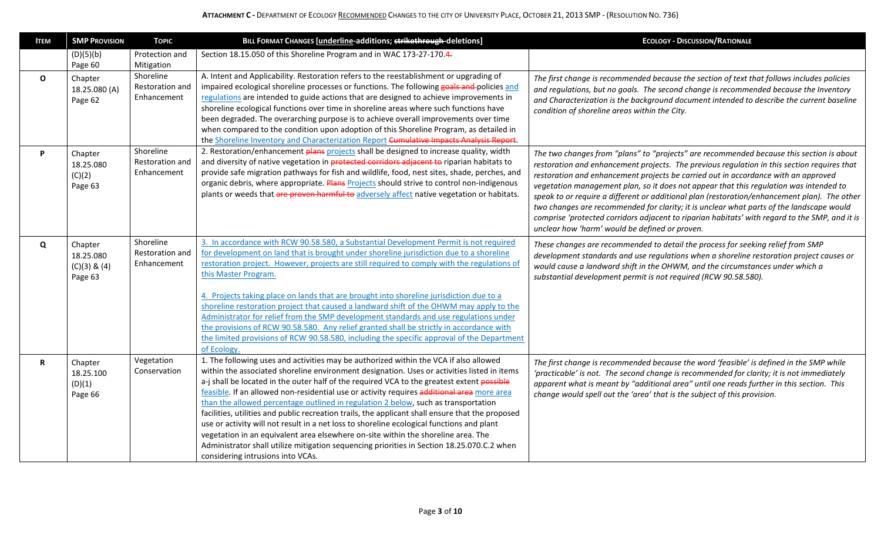**ATTACHMENT C** - DEPARTMENT OF ECOLOGY RECOMMENDED CHANGES TO THE CITY OF UNIVERSITY PLACE, OCTOBER 21, 2013 SMP - (RESOLUTION NO. 736)

| ITEM | SMP PROVISION | TOPIC | BILL FORMAT CHANGES [underline-additions; ~~strikethrough~~-deletions] | ECOLOGY - DISCUSSION/RATIONALE |
|---|---|---|---|---|
| | (D)(5)(b) Page 60 | Protection and Mitigation | Section 18.15.050 of this Shoreline Program and in WAC 173-27-170.~~4.~~ | |
| O | Chapter 18.25.080 (A) Page 62 | Shoreline Restoration and Enhancement | A. Intent and Applicability. Restoration refers to the reestablishment or upgrading of impaired ecological shoreline processes or functions. The following ~~goals and~~ policies <u>and regulations</u> are intended to guide actions that are designed to achieve improvements in shoreline ecological functions over time in shoreline areas where such functions have been degraded. The overarching purpose is to achieve overall improvements over time when compared to the condition upon adoption of this Shoreline Program, as detailed in the <u>Shoreline Inventory and Characterization Report</u> ~~Cumulative Impacts Analysis Report~~. | *The first change is recommended because the section of text that follows includes policies and regulations, but no goals. The second change is recommended because the Inventory and Characterization is the background document intended to describe the current baseline condition of shoreline areas within the City.* |
| P | Chapter 18.25.080 (C)(2) Page 63 | Shoreline Restoration and Enhancement | 2. Restoration/enhancement ~~plans~~ <u>projects</u> shall be designed to increase quality, width and diversity of native vegetation in ~~protected corridors adjacent to~~ riparian habitats to provide safe migration pathways for fish and wildlife, food, nest sites, shade, perches, and organic debris, where appropriate. ~~Plans~~ <u>Projects</u> should strive to control non-indigenous plants or weeds that ~~are proven harmful to~~ <u>adversely affect</u> native vegetation or habitats. | *The two changes from "plans" to "projects" are recommended because this section is about restoration and enhancement projects. The previous regulation in this section requires that restoration and enhancement projects be carried out in accordance with an approved vegetation management plan, so it does not appear that this regulation was intended to speak to or require a different or additional plan (restoration/enhancement plan). The other two changes are recommended for clarity; it is unclear what parts of the landscape would comprise 'protected corridors adjacent to riparian habitats' with regard to the SMP, and it is unclear how 'harm' would be defined or proven.* |
| Q | Chapter 18.25.080 (C)(3) & (4) Page 63 | Shoreline Restoration and Enhancement | <u>3. In accordance with RCW 90.58.580, a Substantial Development Permit is not required for development on land that is brought under shoreline jurisdiction due to a shoreline restoration project. However, projects are still required to comply with the regulations of this Master Program.</u><br><br><u>4. Projects taking place on lands that are brought into shoreline jurisdiction due to a shoreline restoration project that caused a landward shift of the OHWM may apply to the Administrator for relief from the SMP development standards and use regulations under the provisions of RCW 90.58.580. Any relief granted shall be strictly in accordance with the limited provisions of RCW 90.58.580, including the specific approval of the Department of Ecology.</u> | *These changes are recommended to detail the process for seeking relief from SMP development standards and use regulations when a shoreline restoration project causes or would cause a landward shift in the OHWM, and the circumstances under which a substantial development permit is not required (RCW 90.58.580).* |
| R | Chapter 18.25.100 (D)(1) Page 66 | Vegetation Conservation | 1. The following uses and activities may be authorized within the VCA if also allowed within the associated shoreline environment designation. Uses or activities listed in items a-j shall be located in the outer half of the required VCA to the greatest extent ~~possible~~ <u>feasible</u>. If an allowed non-residential use or activity requires ~~additional area~~ <u>more area than the allowed percentage outlined in regulation 2 below</u>, such as transportation facilities, utilities and public recreation trails, the applicant shall ensure that the proposed use or activity will not result in a net loss to shoreline ecological functions and plant vegetation in an equivalent area elsewhere on-site within the shoreline area. The Administrator shall utilize mitigation sequencing priorities in Section 18.25.070.C.2 when considering intrusions into VCAs. | *The first change is recommended because the word 'feasible' is defined in the SMP while 'practicable' is not. The second change is recommended for clarity; it is not immediately apparent what is meant by "additional area" until one reads further in this section. This change would spell out the 'area' that is the subject of this provision.* |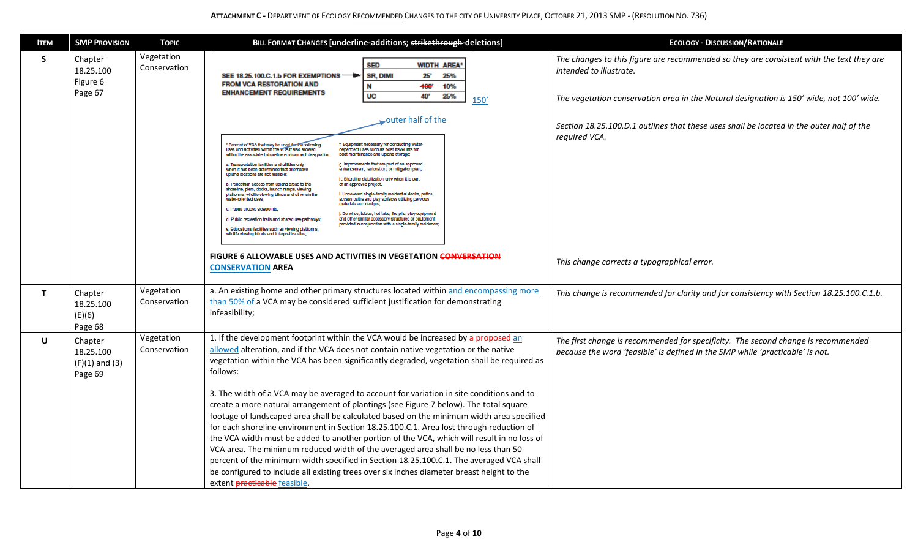| Item | SMP Provision | Topic | Bill Format Changes [underline-additions; ~~strikethrough~~ deletions] | Ecology - Discussion/Rationale |
|---|---|---|---|---|
| S | Chapter 18.25.100 Figure 6 Page 67 | Vegetation Conservation | SEE 18.25.100.C.1.b FOR EXEMPTIONS FROM VCA RESTORATION AND ENHANCEMENT REQUIREMENTS<br><br>SED / WIDTH / AREA*<br>SR, DIMI / 25' / 25%<br>N / ~~100'~~ <u>150'</u> / 10%<br>UC / 40' / 25%<br><br>* Percent of VCA that may be used <u>outer half of the</u> for the following uses and activities within the VCA if also allowed within the associated shoreline environment designation:<br>a. Transportation facilities and utilities only when it has been determined that alternative upland locations are not feasible;<br>b. Pedestrian access from upland areas to the shoreline, piers, docks, launch ramps, viewing platforms, wildlife viewing blinds and other similar water-oriented uses;<br>c. Public access viewpoints;<br>d. Public recreation trails and shared use pathways;<br>e. Educational facilities such as viewing platforms, wildlife viewing blinds and interpretive sites;<br>f. Equipment necessary for conducting water-dependent uses such as boat travel lifts for boat maintenance and upland storage;<br>g. Improvements that are part of an approved enhancement, restoration, or mitigation plan;<br>h. Shoreline stabilization only when it is part of an approved project.<br>i. Uncovered single-family residential decks, patios, access paths and play surfaces utilizing pervious materials and designs;<br>j. Benches, tables, hot tubs, fire pits, play equipment and other similar accessory structures or equipment provided in conjunction with a single-family residence;<br><br>**FIGURE 6 ALLOWABLE USES AND ACTIVITIES IN VEGETATION ~~CONVERSATION~~ <u>CONSERVATION</u> AREA** | *The changes to this figure are recommended so they are consistent with the text they are intended to illustrate.*<br><br>*The vegetation conservation area in the Natural designation is 150' wide, not 100' wide.*<br><br>*Section 18.25.100.D.1 outlines that these uses shall be located in the outer half of the required VCA.*<br><br>*This change corrects a typographical error.* |
| T | Chapter 18.25.100 (E)(6) Page 68 | Vegetation Conservation | a. An existing home and other primary structures located within <u>and encompassing more than 50% of</u> a VCA may be considered sufficient justification for demonstrating infeasibility; | *This change is recommended for clarity and for consistency with Section 18.25.100.C.1.b.* |
| U | Chapter 18.25.100 (F)(1) and (3) Page 69 | Vegetation Conservation | 1. If the development footprint within the VCA would be increased by ~~a proposed~~ <u>an allowed</u> alteration, and if the VCA does not contain native vegetation or the native vegetation within the VCA has been significantly degraded, vegetation shall be required as follows:<br><br>3. The width of a VCA may be averaged to account for variation in site conditions and to create a more natural arrangement of plantings (see Figure 7 below). The total square footage of landscaped area shall be calculated based on the minimum width area specified for each shoreline environment in Section 18.25.100.C.1. Area lost through reduction of the VCA width must be added to another portion of the VCA, which will result in no loss of VCA area. The minimum reduced width of the averaged area shall be no less than 50 percent of the minimum width specified in Section 18.25.100.C.1. The averaged VCA shall be configured to include all existing trees over six inches diameter breast height to the extent ~~practicable~~ <u>feasible</u>. | *The first change is recommended for specificity. The second change is recommended because the word 'feasible' is defined in the SMP while 'practicable' is not.* |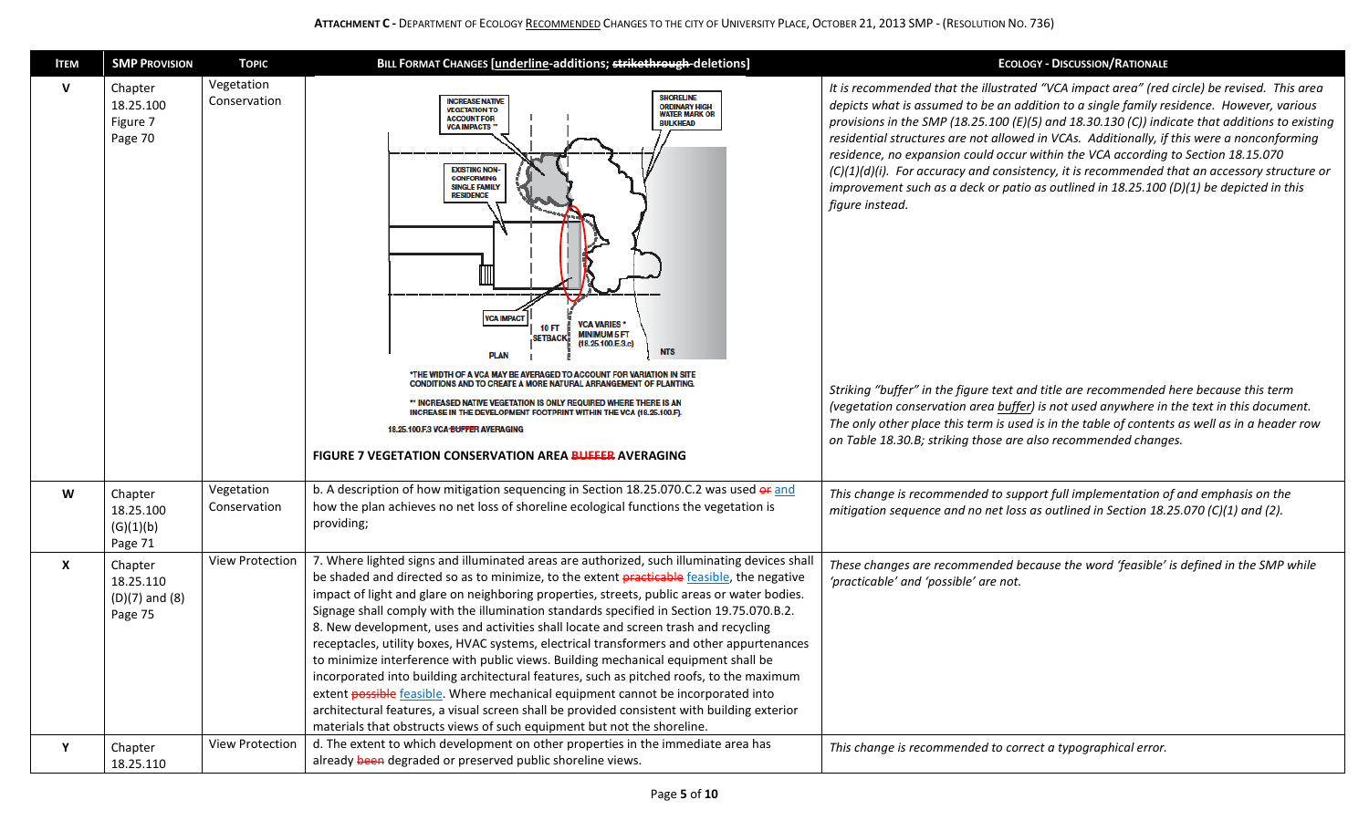**ATTACHMENT C - DEPARTMENT OF ECOLOGY RECOMMENDED CHANGES TO THE CITY OF UNIVERSITY PLACE, OCTOBER 21, 2013 SMP - (RESOLUTION NO. 736)**

| ITEM | SMP PROVISION | TOPIC | BILL FORMAT CHANGES [underline-additions; ~~strikethrough~~-deletions] | ECOLOGY - DISCUSSION/RATIONALE |
|---|---|---|---|---|
| V | Chapter 18.25.100 Figure 7 Page 70 | Vegetation Conservation | INCREASE NATIVE VEGETATION TO ACCOUNT FOR VCA IMPACTS ** / SHORELINE ORDINARY HIGH WATER MARK OR BULKHEAD / EXISTING NON-CONFORMING SINGLE FAMILY RESIDENCE / VCA IMPACT / 10 FT SETBACK / VCA VARIES * MINIMUM 5 FT (18.25.100.E.3.c) / PLAN / NTS<br><br>*THE WIDTH OF A VCA MAY BE AVERAGED TO ACCOUNT FOR VARIATION IN SITE CONDITIONS AND TO CREATE A MORE NATURAL ARRANGEMENT OF PLANTING.<br><br>** INCREASED NATIVE VEGETATION IS ONLY REQUIRED WHERE THERE IS AN INCREASE IN THE DEVELOPMENT FOOTPRINT WITHIN THE VCA (18.25.100.F).<br><br>18.25.100.F.3 VCA ~~BUFFER~~ AVERAGING<br><br>**FIGURE 7 VEGETATION CONSERVATION AREA ~~BUFFER~~ AVERAGING** | *It is recommended that the illustrated "VCA impact area" (red circle) be revised. This area depicts what is assumed to be an addition to a single family residence. However, various provisions in the SMP (18.25.100 (E)(5) and 18.30.130 (C)) indicate that additions to existing residential structures are not allowed in VCAs. Additionally, if this were a nonconforming residence, no expansion could occur within the VCA according to Section 18.15.070 (C)(1)(d)(i). For accuracy and consistency, it is recommended that an accessory structure or improvement such as a deck or patio as outlined in 18.25.100 (D)(1) be depicted in this figure instead.*<br><br>*Striking "buffer" in the figure text and title are recommended here because this term (vegetation conservation area buffer) is not used anywhere in the text in this document. The only other place this term is used is in the table of contents as well as in a header row on Table 18.30.B; striking those are also recommended changes.* |
| W | Chapter 18.25.100 (G)(1)(b) Page 71 | Vegetation Conservation | b. A description of how mitigation sequencing in Section 18.25.070.C.2 was used ~~or~~ <u>and</u> how the plan achieves no net loss of shoreline ecological functions the vegetation is providing; | *This change is recommended to support full implementation of and emphasis on the mitigation sequence and no net loss as outlined in Section 18.25.070 (C)(1) and (2).* |
| X | Chapter 18.25.110 (D)(7) and (8) Page 75 | View Protection | 7. Where lighted signs and illuminated areas are authorized, such illuminating devices shall be shaded and directed so as to minimize, to the extent ~~practicable~~ <u>feasible</u>, the negative impact of light and glare on neighboring properties, streets, public areas or water bodies. Signage shall comply with the illumination standards specified in Section 19.75.070.B.2.<br>8. New development, uses and activities shall locate and screen trash and recycling receptacles, utility boxes, HVAC systems, electrical transformers and other appurtenances to minimize interference with public views. Building mechanical equipment shall be incorporated into building architectural features, such as pitched roofs, to the maximum extent ~~possible~~ <u>feasible</u>. Where mechanical equipment cannot be incorporated into architectural features, a visual screen shall be provided consistent with building exterior materials that obstructs views of such equipment but not the shoreline. | *These changes are recommended because the word 'feasible' is defined in the SMP while 'practicable' and 'possible' are not.* |
| Y | Chapter 18.25.110 | View Protection | d. The extent to which development on other properties in the immediate area has already ~~been~~ degraded or preserved public shoreline views. | *This change is recommended to correct a typographical error.* |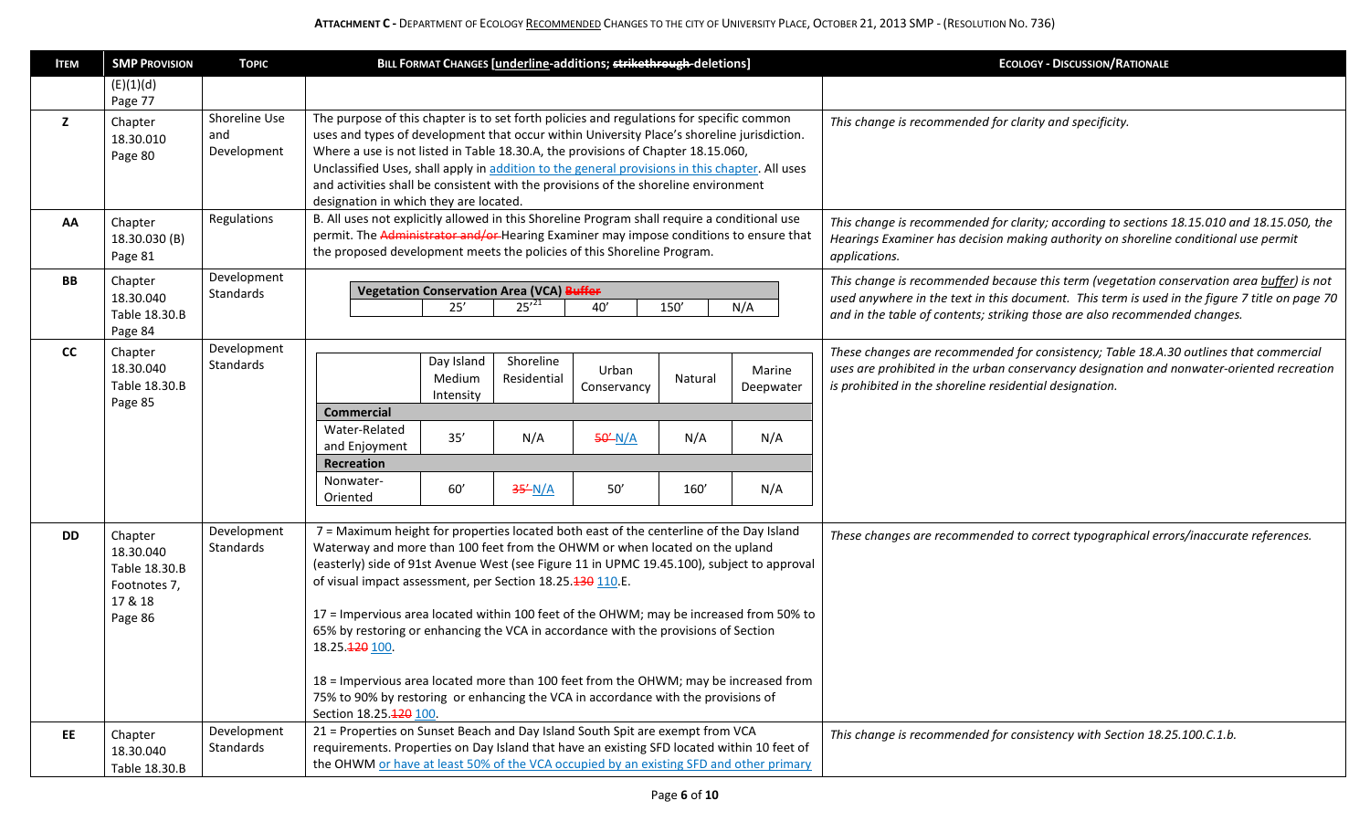| Item | SMP Provision | Topic | Bill Format Changes [underline-additions; ~~strikethrough~~ deletions] | Ecology - Discussion/Rationale |
|---|---|---|---|---|
| | (E)(1)(d) Page 77 | | | |
| Z | Chapter 18.30.010 Page 80 | Shoreline Use and Development | The purpose of this chapter is to set forth policies and regulations for specific common uses and types of development that occur within University Place's shoreline jurisdiction. Where a use is not listed in Table 18.30.A, the provisions of Chapter 18.15.060, Unclassified Uses, shall apply in <u>addition to the general provisions in this chapter</u>. All uses and activities shall be consistent with the provisions of the shoreline environment designation in which they are located. | *This change is recommended for clarity and specificity.* |
| AA | Chapter 18.30.030 (B) Page 81 | Regulations | B. All uses not explicitly allowed in this Shoreline Program shall require a conditional use permit. The ~~Administrator and/or~~ Hearing Examiner may impose conditions to ensure that the proposed development meets the policies of this Shoreline Program. | *This change is recommended for clarity; according to sections 18.15.010 and 18.15.050, the Hearings Examiner has decision making authority on shoreline conditional use permit applications.* |
| BB | Chapter 18.30.040 Table 18.30.B Page 84 | Development Standards | **Vegetation Conservation Area (VCA) ~~Buffer~~** — (blank) \| 25′ \| 25′[21] \| 40′ \| 150′ \| N/A | *This change is recommended because this term (vegetation conservation area buffer) is not used anywhere in the text in this document. This term is used in the figure 7 title on page 70 and in the table of contents; striking those are also recommended changes.* |
| CC | Chapter 18.30.040 Table 18.30.B Page 85 | Development Standards | Columns: (blank) \| Day Island Medium Intensity \| Shoreline Residential \| Urban Conservancy \| Natural \| Marine Deepwater<br>**Commercial**<br>Water-Related and Enjoyment \| 35′ \| N/A \| ~~50′~~ <u>N/A</u> \| N/A \| N/A<br>**Recreation**<br>Nonwater-Oriented \| 60′ \| ~~35′~~ <u>N/A</u> \| 50′ \| 160′ \| N/A | *These changes are recommended for consistency; Table 18.A.30 outlines that commercial uses are prohibited in the urban conservancy designation and nonwater-oriented recreation is prohibited in the shoreline residential designation.* |
| DD | Chapter 18.30.040 Table 18.30.B Footnotes 7, 17 & 18 Page 86 | Development Standards | 7 = Maximum height for properties located both east of the centerline of the Day Island Waterway and more than 100 feet from the OHWM or when located on the upland (easterly) side of 91st Avenue West (see Figure 11 in UPMC 19.45.100), subject to approval of visual impact assessment, per Section 18.25.~~130~~ <u>110</u>.E.<br><br>17 = Impervious area located within 100 feet of the OHWM; may be increased from 50% to 65% by restoring or enhancing the VCA in accordance with the provisions of Section 18.25.~~120~~ <u>100</u>.<br><br>18 = Impervious area located more than 100 feet from the OHWM; may be increased from 75% to 90% by restoring or enhancing the VCA in accordance with the provisions of Section 18.25.~~120~~ <u>100</u>. | *These changes are recommended to correct typographical errors/inaccurate references.* |
| EE | Chapter 18.30.040 Table 18.30.B | Development Standards | 21 = Properties on Sunset Beach and Day Island South Spit are exempt from VCA requirements. Properties on Day Island that have an existing SFD located within 10 feet of the OHWM <u>or have at least 50% of the VCA occupied by an existing SFD and other primary</u> | *This change is recommended for consistency with Section 18.25.100.C.1.b.* |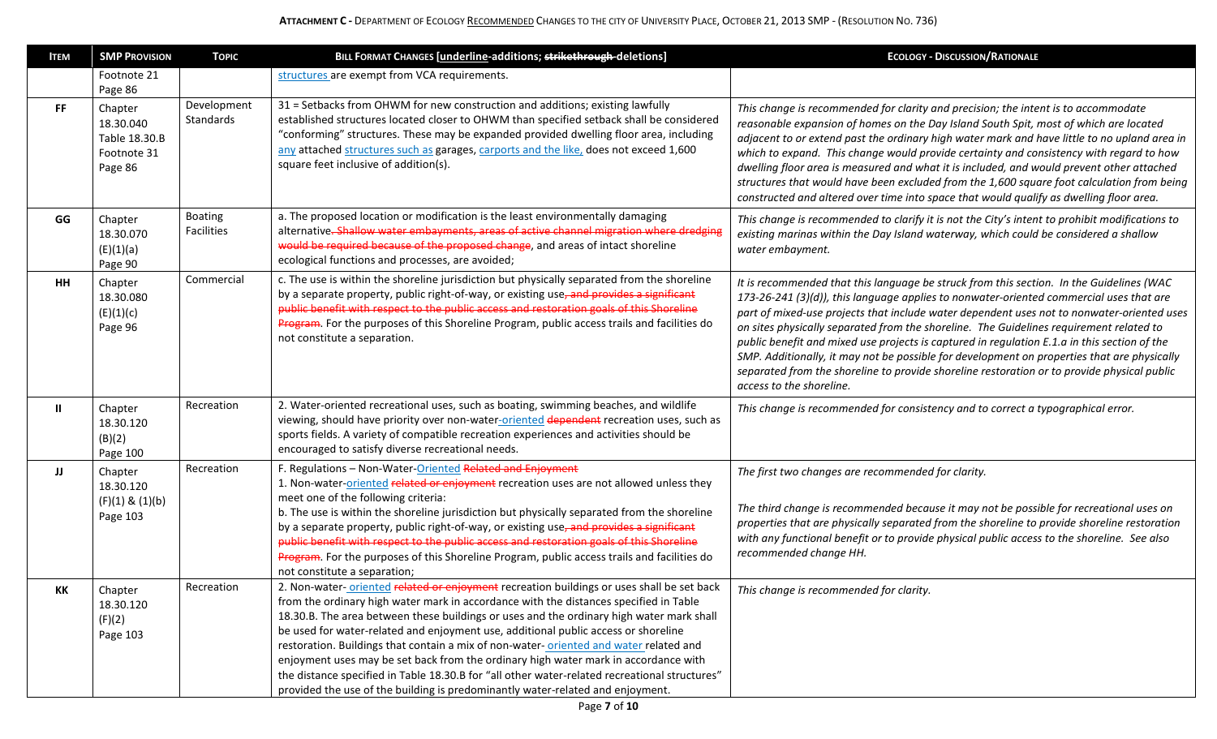| ITEM | SMP PROVISION | TOPIC | BILL FORMAT CHANGES [underline-additions; ~~strikethrough~~ deletions] | ECOLOGY - DISCUSSION/RATIONALE |
|---|---|---|---|---|
| | Footnote 21 Page 86 | | <u>structures</u> are exempt from VCA requirements. | |
| FF | Chapter 18.30.040 Table 18.30.B Footnote 31 Page 86 | Development Standards | 31 = Setbacks from OHWM for new construction and additions; existing lawfully established structures located closer to OHWM than specified setback shall be considered "conforming" structures. These may be expanded provided dwelling floor area, including <u>any</u> attached <u>structures such as</u> garages, <u>carports and the like,</u> does not exceed 1,600 square feet inclusive of addition(s). | *This change is recommended for clarity and precision; the intent is to accommodate reasonable expansion of homes on the Day Island South Spit, most of which are located adjacent to or extend past the ordinary high water mark and have little to no upland area in which to expand. This change would provide certainty and consistency with regard to how dwelling floor area is measured and what it is included, and would prevent other attached structures that would have been excluded from the 1,600 square foot calculation from being constructed and altered over time into space that would qualify as dwelling floor area.* |
| GG | Chapter 18.30.070 (E)(1)(a) Page 90 | Boating Facilities | a. The proposed location or modification is the least environmentally damaging alternative~~. Shallow water embayments, areas of active channel migration where dredging would be required because of the proposed change~~, and areas of intact shoreline ecological functions and processes, are avoided; | *This change is recommended to clarify it is not the City's intent to prohibit modifications to existing marinas within the Day Island waterway, which could be considered a shallow water embayment.* |
| HH | Chapter 18.30.080 (E)(1)(c) Page 96 | Commercial | c. The use is within the shoreline jurisdiction but physically separated from the shoreline by a separate property, public right-of-way, or existing use~~, and provides a significant public benefit with respect to the public access and restoration goals of this Shoreline Program~~. For the purposes of this Shoreline Program, public access trails and facilities do not constitute a separation. | *It is recommended that this language be struck from this section. In the Guidelines (WAC 173-26-241 (3)(d)), this language applies to nonwater-oriented commercial uses that are part of mixed-use projects that include water dependent uses not to nonwater-oriented uses on sites physically separated from the shoreline. The Guidelines requirement related to public benefit and mixed use projects is captured in regulation E.1.a in this section of the SMP. Additionally, it may not be possible for development on properties that are physically separated from the shoreline to provide shoreline restoration or to provide physical public access to the shoreline.* |
| II | Chapter 18.30.120 (B)(2) Page 100 | Recreation | 2. Water-oriented recreational uses, such as boating, swimming beaches, and wildlife viewing, should have priority over non-water<u>-oriented</u> ~~dependent~~ recreation uses, such as sports fields. A variety of compatible recreation experiences and activities should be encouraged to satisfy diverse recreational needs. | *This change is recommended for consistency and to correct a typographical error.* |
| JJ | Chapter 18.30.120 (F)(1) & (1)(b) Page 103 | Recreation | F. Regulations – Non-Water-<u>Oriented</u> ~~Related and Enjoyment~~<br>1. Non-water-<u>oriented</u> ~~related or enjoyment~~ recreation uses are not allowed unless they meet one of the following criteria:<br>b. The use is within the shoreline jurisdiction but physically separated from the shoreline by a separate property, public right-of-way, or existing use~~, and provides a significant public benefit with respect to the public access and restoration goals of this Shoreline Program~~. For the purposes of this Shoreline Program, public access trails and facilities do not constitute a separation; | *The first two changes are recommended for clarity.*<br><br>*The third change is recommended because it may not be possible for recreational uses on properties that are physically separated from the shoreline to provide shoreline restoration with any functional benefit or to provide physical public access to the shoreline. See also recommended change HH.* |
| KK | Chapter 18.30.120 (F)(2) Page 103 | Recreation | 2. Non-water-<u>oriented</u> ~~related or enjoyment~~ recreation buildings or uses shall be set back from the ordinary high water mark in accordance with the distances specified in Table 18.30.B. The area between these buildings or uses and the ordinary high water mark shall be used for water-related and enjoyment use, additional public access or shoreline restoration. Buildings that contain a mix of non-water-<u>oriented and water</u> related and enjoyment uses may be set back from the ordinary high water mark in accordance with the distance specified in Table 18.30.B for "all other water-related recreational structures" provided the use of the building is predominantly water-related and enjoyment. | *This change is recommended for clarity.* |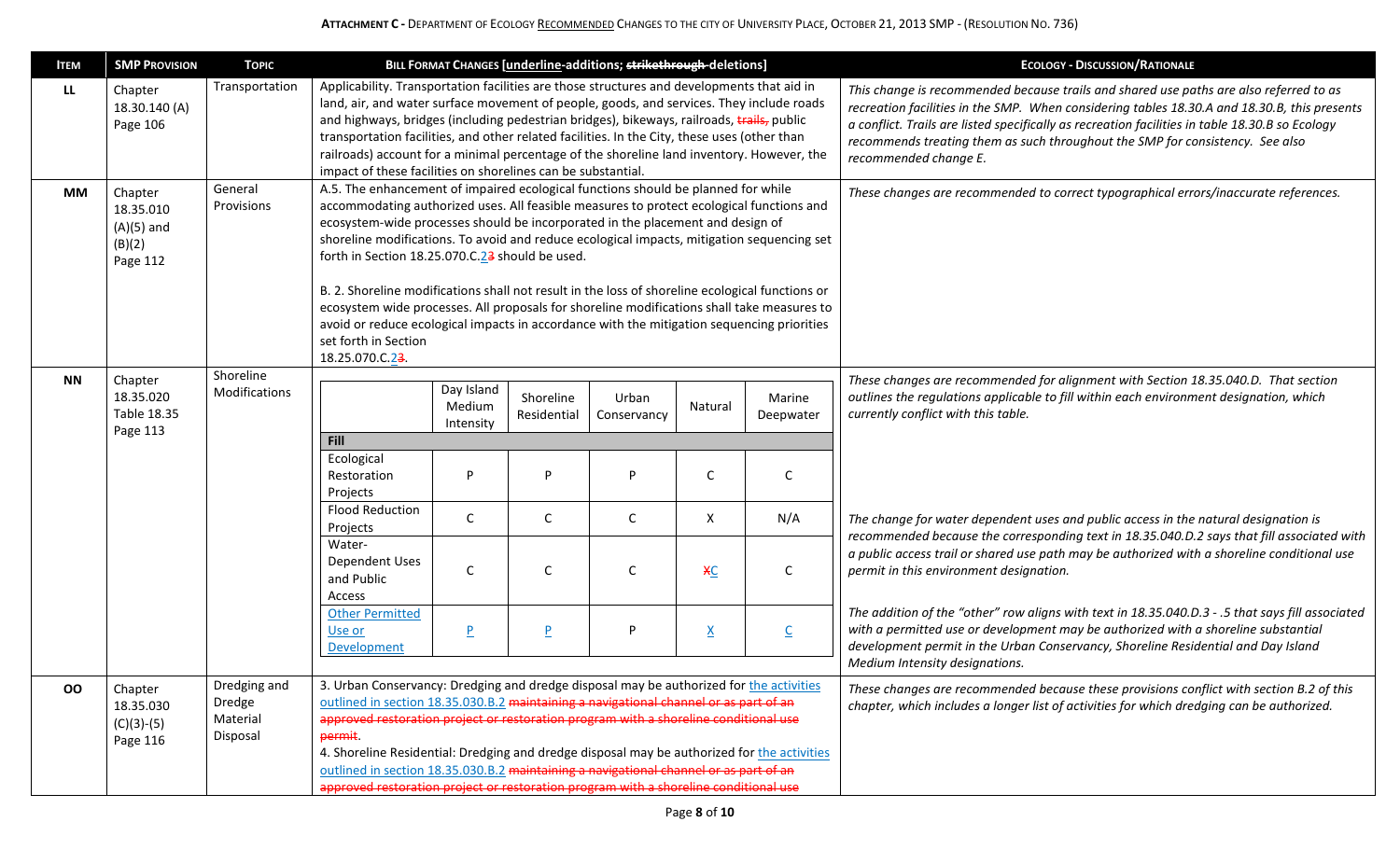**Attachment C** - Department of Ecology Recommended Changes to the City of University Place, October 21, 2013 SMP - (Resolution No. 736)

| Item | SMP Provision | Topic | Bill Format Changes [underline-additions; ~~strikethrough~~-deletions] | Ecology - Discussion/Rationale |
|---|---|---|---|---|
| LL | Chapter 18.30.140 (A) Page 106 | Transportation | Applicability. Transportation facilities are those structures and developments that aid in land, air, and water surface movement of people, goods, and services. They include roads and highways, bridges (including pedestrian bridges), bikeways, railroads, ~~trails,~~ public transportation facilities, and other related facilities. In the City, these uses (other than railroads) account for a minimal percentage of the shoreline land inventory. However, the impact of these facilities on shorelines can be substantial. | *This change is recommended because trails and shared use paths are also referred to as recreation facilities in the SMP. When considering tables 18.30.A and 18.30.B, this presents a conflict. Trails are listed specifically as recreation facilities in table 18.30.B so Ecology recommends treating them as such throughout the SMP for consistency. See also recommended change E.* |
| MM | Chapter 18.35.010 (A)(5) and (B)(2) Page 112 | General Provisions | A.5. The enhancement of impaired ecological functions should be planned for while accommodating authorized uses. All feasible measures to protect ecological functions and ecosystem-wide processes should be incorporated in the placement and design of shoreline modifications. To avoid and reduce ecological impacts, mitigation sequencing set forth in Section 18.25.070.C.<u>2</u>~~3~~ should be used.<br><br>B. 2. Shoreline modifications shall not result in the loss of shoreline ecological functions or ecosystem wide processes. All proposals for shoreline modifications shall take measures to avoid or reduce ecological impacts in accordance with the mitigation sequencing priorities set forth in Section 18.25.070.C.<u>2</u>~~3~~. | *These changes are recommended to correct typographical errors/inaccurate references.* |
| NN | Chapter 18.35.020 Table 18.35 Page 113 | Shoreline Modifications | (see table below) | *These changes are recommended for alignment with Section 18.35.040.D. That section outlines the regulations applicable to fill within each environment designation, which currently conflict with this table.*<br><br>*The change for water dependent uses and public access in the natural designation is recommended because the corresponding text in 18.35.040.D.2 says that fill associated with a public access trail or shared use path may be authorized with a shoreline conditional use permit in this environment designation.*<br><br>*The addition of the "other" row aligns with text in 18.35.040.D.3 - .5 that says fill associated with a permitted use or development may be authorized with a shoreline substantial development permit in the Urban Conservancy, Shoreline Residential and Day Island Medium Intensity designations.* |
| OO | Chapter 18.35.030 (C)(3)-(5) Page 116 | Dredging and Dredge Material Disposal | 3. Urban Conservancy: Dredging and dredge disposal may be authorized for <u>the activities outlined in section 18.35.030.B.2</u> ~~maintaining a navigational channel or as part of an approved restoration project or restoration program with a shoreline conditional use permit~~.<br>4. Shoreline Residential: Dredging and dredge disposal may be authorized for <u>the activities outlined in section 18.35.030.B.2</u> ~~maintaining a navigational channel or as part of an approved restoration project or restoration program with a shoreline conditional use~~ | *These changes are recommended because these provisions conflict with section B.2 of this chapter, which includes a longer list of activities for which dredging can be authorized.* |

Table for Item NN:

| | Day Island Medium Intensity | Shoreline Residential | Urban Conservancy | Natural | Marine Deepwater |
|---|---|---|---|---|---|
| **Fill** | | | | | |
| Ecological Restoration Projects | P | P | P | C | C |
| Flood Reduction Projects | C | C | C | X | N/A |
| Water-Dependent Uses and Public Access | C | C | C | ~~X~~<u>C</u> | C |
| <u>Other Permitted Use or Development</u> | <u>P</u> | <u>P</u> | P | <u>X</u> | <u>C</u> |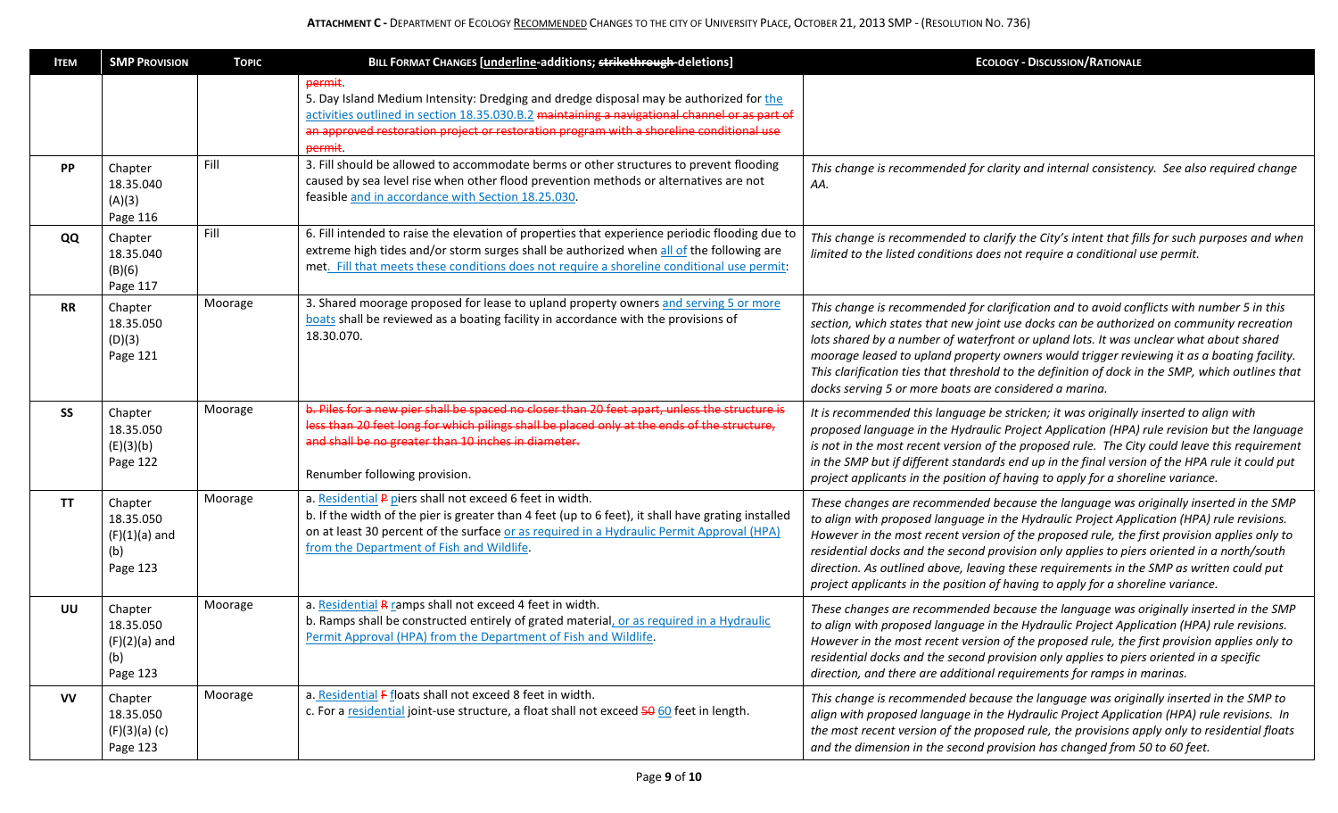| Item | SMP Provision | Topic | Bill Format Changes [underline-additions; ~~strikethrough~~ deletions] | Ecology - Discussion/Rationale |
|---|---|---|---|---|
| | | | ~~permit~~.<br>5. Day Island Medium Intensity: Dredging and dredge disposal may be authorized for <u>the activities outlined in section 18.35.030.B.2</u> ~~maintaining a navigational channel or as part of an approved restoration project or restoration program with a shoreline conditional use permit~~. | |
| PP | Chapter 18.35.040 (A)(3) Page 116 | Fill | 3. Fill should be allowed to accommodate berms or other structures to prevent flooding caused by sea level rise when other flood prevention methods or alternatives are not feasible <u>and in accordance with Section 18.25.030</u>. | *This change is recommended for clarity and internal consistency. See also required change AA.* |
| QQ | Chapter 18.35.040 (B)(6) Page 117 | Fill | 6. Fill intended to raise the elevation of properties that experience periodic flooding due to extreme high tides and/or storm surges shall be authorized when <u>all of</u> the following are met<u>. Fill that meets these conditions does not require a shoreline conditional use permit</u>: | *This change is recommended to clarify the City's intent that fills for such purposes and when limited to the listed conditions does not require a conditional use permit.* |
| RR | Chapter 18.35.050 (D)(3) Page 121 | Moorage | 3. Shared moorage proposed for lease to upland property owners <u>and serving 5 or more boats</u> shall be reviewed as a boating facility in accordance with the provisions of 18.30.070. | *This change is recommended for clarification and to avoid conflicts with number 5 in this section, which states that new joint use docks can be authorized on community recreation lots shared by a number of waterfront or upland lots. It was unclear what about shared moorage leased to upland property owners would trigger reviewing it as a boating facility. This clarification ties that threshold to the definition of dock in the SMP, which outlines that docks serving 5 or more boats are considered a marina.* |
| SS | Chapter 18.35.050 (E)(3)(b) Page 122 | Moorage | ~~b. Piles for a new pier shall be spaced no closer than 20 feet apart, unless the structure is less than 20 feet long for which pilings shall be placed only at the ends of the structure, and shall be no greater than 10 inches in diameter.~~<br><br>Renumber following provision. | *It is recommended this language be stricken; it was originally inserted to align with proposed language in the Hydraulic Project Application (HPA) rule revision but the language is not in the most recent version of the proposed rule. The City could leave this requirement in the SMP but if different standards end up in the final version of the HPA rule it could put project applicants in the position of having to apply for a shoreline variance.* |
| TT | Chapter 18.35.050 (F)(1)(a) and (b) Page 123 | Moorage | a. <u>Residential</u> ~~P~~ <u>p</u>iers shall not exceed 6 feet in width.<br>b. If the width of the pier is greater than 4 feet (up to 6 feet), it shall have grating installed on at least 30 percent of the surface <u>or as required in a Hydraulic Permit Approval (HPA) from the Department of Fish and Wildlife</u>. | *These changes are recommended because the language was originally inserted in the SMP to align with proposed language in the Hydraulic Project Application (HPA) rule revisions. However in the most recent version of the proposed rule, the first provision applies only to residential docks and the second provision only applies to piers oriented in a north/south direction. As outlined above, leaving these requirements in the SMP as written could put project applicants in the position of having to apply for a shoreline variance.* |
| UU | Chapter 18.35.050 (F)(2)(a) and (b) Page 123 | Moorage | a. <u>Residential</u> ~~R~~ <u>r</u>amps shall not exceed 4 feet in width.<br>b. Ramps shall be constructed entirely of grated material<u>, or as required in a Hydraulic Permit Approval (HPA) from the Department of Fish and Wildlife</u>. | *These changes are recommended because the language was originally inserted in the SMP to align with proposed language in the Hydraulic Project Application (HPA) rule revisions. However in the most recent version of the proposed rule, the first provision applies only to residential docks and the second provision only applies to piers oriented in a specific direction, and there are additional requirements for ramps in marinas.* |
| VV | Chapter 18.35.050 (F)(3)(a) (c) Page 123 | Moorage | a. <u>Residential</u> ~~F~~ <u>f</u>loats shall not exceed 8 feet in width.<br>c. For a <u>residential</u> joint-use structure, a float shall not exceed ~~50~~ <u>60</u> feet in length. | *This change is recommended because the language was originally inserted in the SMP to align with proposed language in the Hydraulic Project Application (HPA) rule revisions. In the most recent version of the proposed rule, the provisions apply only to residential floats and the dimension in the second provision has changed from 50 to 60 feet.* |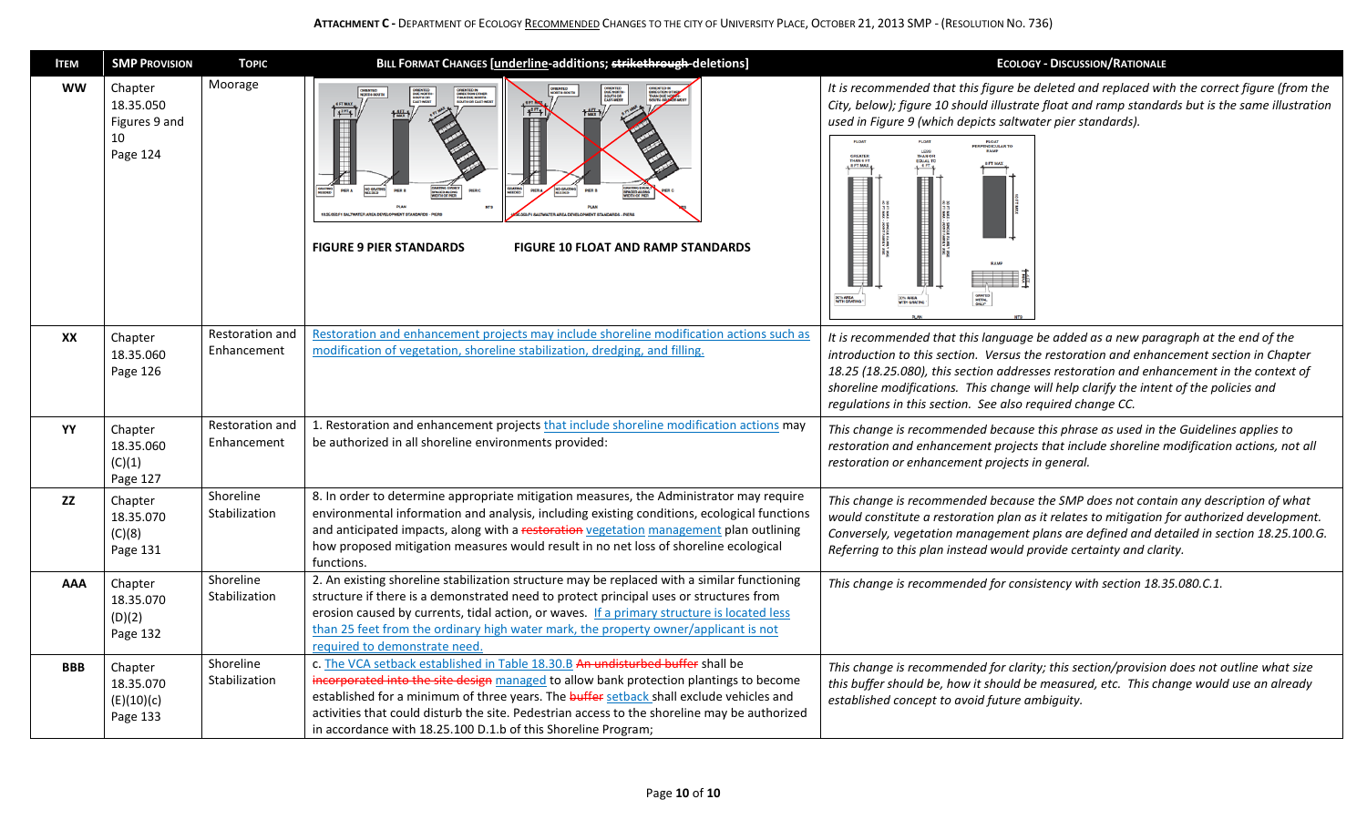ATTACHMENT C - DEPARTMENT OF ECOLOGY RECOMMENDED CHANGES TO THE CITY OF UNIVERSITY PLACE, OCTOBER 21, 2013 SMP - (RESOLUTION NO. 736)

| ITEM | SMP PROVISION | TOPIC | BILL FORMAT CHANGES [underline-additions; ~~strikethrough~~ deletions] | ECOLOGY - DISCUSSION/RATIONALE |
|---|---|---|---|---|
| **WW** | Chapter 18.35.050 Figures 9 and 10 Page 124 | Moorage | **FIGURE 9 PIER STANDARDS** **FIGURE 10 FLOAT AND RAMP STANDARDS** | *It is recommended that this figure be deleted and replaced with the correct figure (from the City, below); figure 10 should illustrate float and ramp standards but is the same illustration used in Figure 9 (which depicts saltwater pier standards).* |
| **XX** | Chapter 18.35.060 Page 126 | Restoration and Enhancement | <u>Restoration and enhancement projects may include shoreline modification actions such as modification of vegetation, shoreline stabilization, dredging, and filling.</u> | *It is recommended that this language be added as a new paragraph at the end of the introduction to this section. Versus the restoration and enhancement section in Chapter 18.25 (18.25.080), this section addresses restoration and enhancement in the context of shoreline modifications. This change will help clarify the intent of the policies and regulations in this section. See also required change CC.* |
| **YY** | Chapter 18.35.060 (C)(1) Page 127 | Restoration and Enhancement | 1. Restoration and enhancement projects <u>that include shoreline modification actions</u> may be authorized in all shoreline environments provided: | *This change is recommended because this phrase as used in the Guidelines applies to restoration and enhancement projects that include shoreline modification actions, not all restoration or enhancement projects in general.* |
| **ZZ** | Chapter 18.35.070 (C)(8) Page 131 | Shoreline Stabilization | 8. In order to determine appropriate mitigation measures, the Administrator may require environmental information and analysis, including existing conditions, ecological functions and anticipated impacts, along with a ~~restoration~~ <u>vegetation</u> <u>management</u> plan outlining how proposed mitigation measures would result in no net loss of shoreline ecological functions. | *This change is recommended because the SMP does not contain any description of what would constitute a restoration plan as it relates to mitigation for authorized development. Conversely, vegetation management plans are defined and detailed in section 18.25.100.G. Referring to this plan instead would provide certainty and clarity.* |
| **AAA** | Chapter 18.35.070 (D)(2) Page 132 | Shoreline Stabilization | 2. An existing shoreline stabilization structure may be replaced with a similar functioning structure if there is a demonstrated need to protect principal uses or structures from erosion caused by currents, tidal action, or waves. <u>If a primary structure is located less than 25 feet from the ordinary high water mark, the property owner/applicant is not required to demonstrate need.</u> | *This change is recommended for consistency with section 18.35.080.C.1.* |
| **BBB** | Chapter 18.35.070 (E)(10)(c) Page 133 | Shoreline Stabilization | c. <u>The VCA setback established in Table 18.30.B</u> ~~An undisturbed buffer~~ shall be ~~incorporated into the site design~~ <u>managed</u> to allow bank protection plantings to become established for a minimum of three years. The ~~buffer~~ <u>setback</u> shall exclude vehicles and activities that could disturb the site. Pedestrian access to the shoreline may be authorized in accordance with 18.25.100 D.1.b of this Shoreline Program; | *This change is recommended for clarity; this section/provision does not outline what size this buffer should be, how it should be measured, etc. This change would use an already established concept to avoid future ambiguity.* |